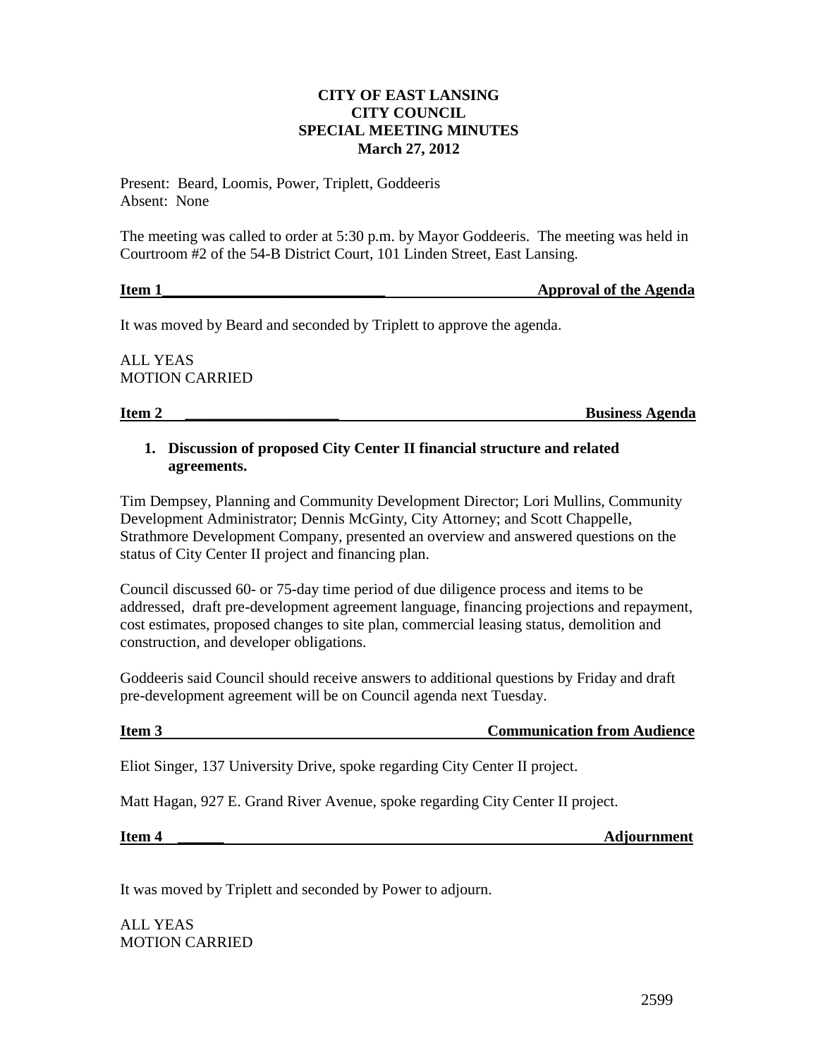**CITY OF EAST LANSING**
**CITY COUNCIL**
**SPECIAL MEETING MINUTES**
**March 27, 2012**

Present: Beard, Loomis, Power, Triplett, Goddeeris
Absent: None

The meeting was called to order at 5:30 p.m. by Mayor Goddeeris. The meeting was held in Courtroom #2 of the 54-B District Court, 101 Linden Street, East Lansing.

**Item 1 — Approval of the Agenda**

It was moved by Beard and seconded by Triplett to approve the agenda.

ALL YEAS
MOTION CARRIED

**Item 2 — Business Agenda**

1. **Discussion of proposed City Center II financial structure and related agreements.**

Tim Dempsey, Planning and Community Development Director; Lori Mullins, Community Development Administrator; Dennis McGinty, City Attorney; and Scott Chappelle, Strathmore Development Company, presented an overview and answered questions on the status of City Center II project and financing plan.

Council discussed 60- or 75-day time period of due diligence process and items to be addressed, draft pre-development agreement language, financing projections and repayment, cost estimates, proposed changes to site plan, commercial leasing status, demolition and construction, and developer obligations.

Goddeeris said Council should receive answers to additional questions by Friday and draft pre-development agreement will be on Council agenda next Tuesday.

**Item 3 — Communication from Audience**

Eliot Singer, 137 University Drive, spoke regarding City Center II project.

Matt Hagan, 927 E. Grand River Avenue, spoke regarding City Center II project.

**Item 4 — Adjournment**

It was moved by Triplett and seconded by Power to adjourn.

ALL YEAS
MOTION CARRIED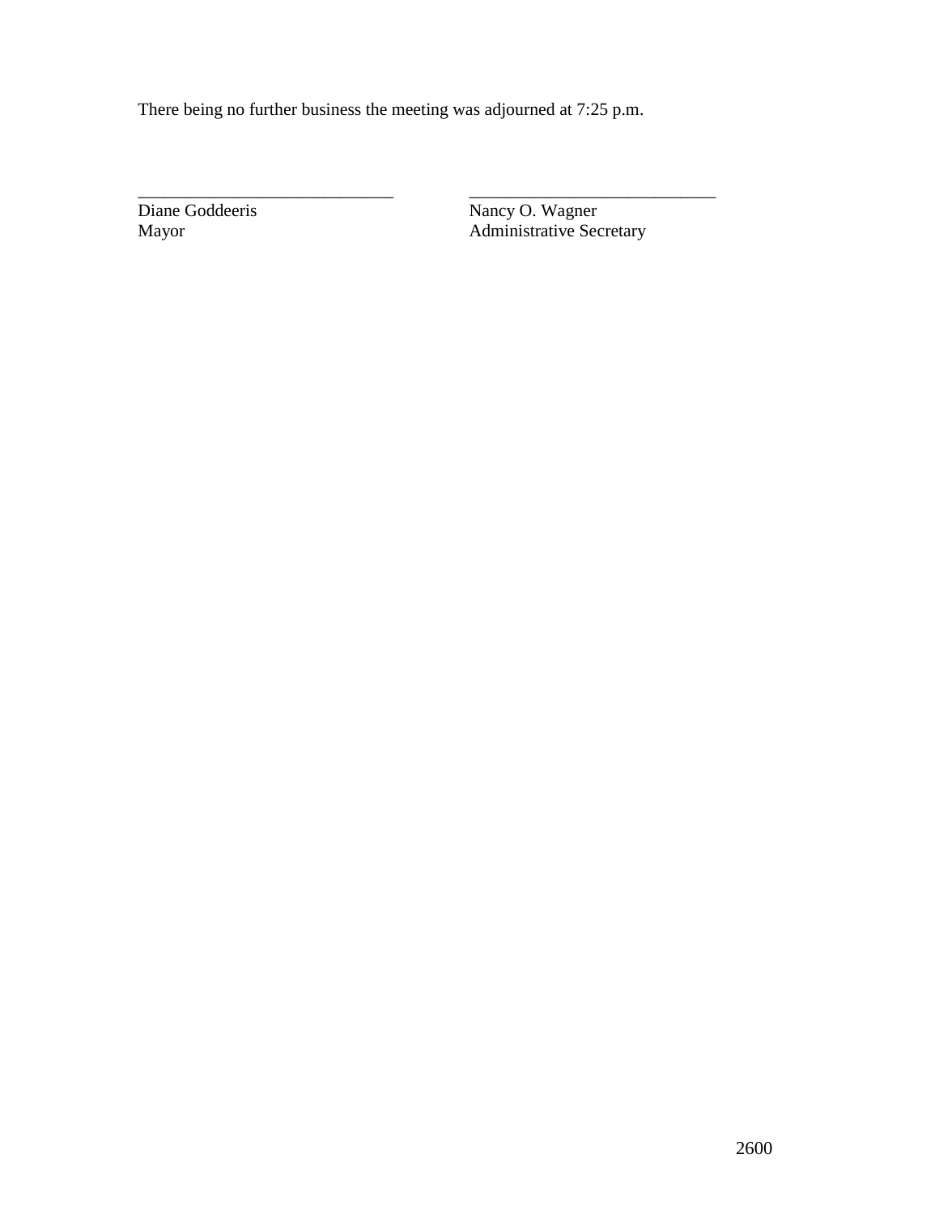There being no further business the meeting was adjourned at 7:25 p.m.

| | |
|---|---|
| ______________________________ | _____________________________ |
| Diane Goddeeris | Nancy O. Wagner |
| Mayor | Administrative Secretary |